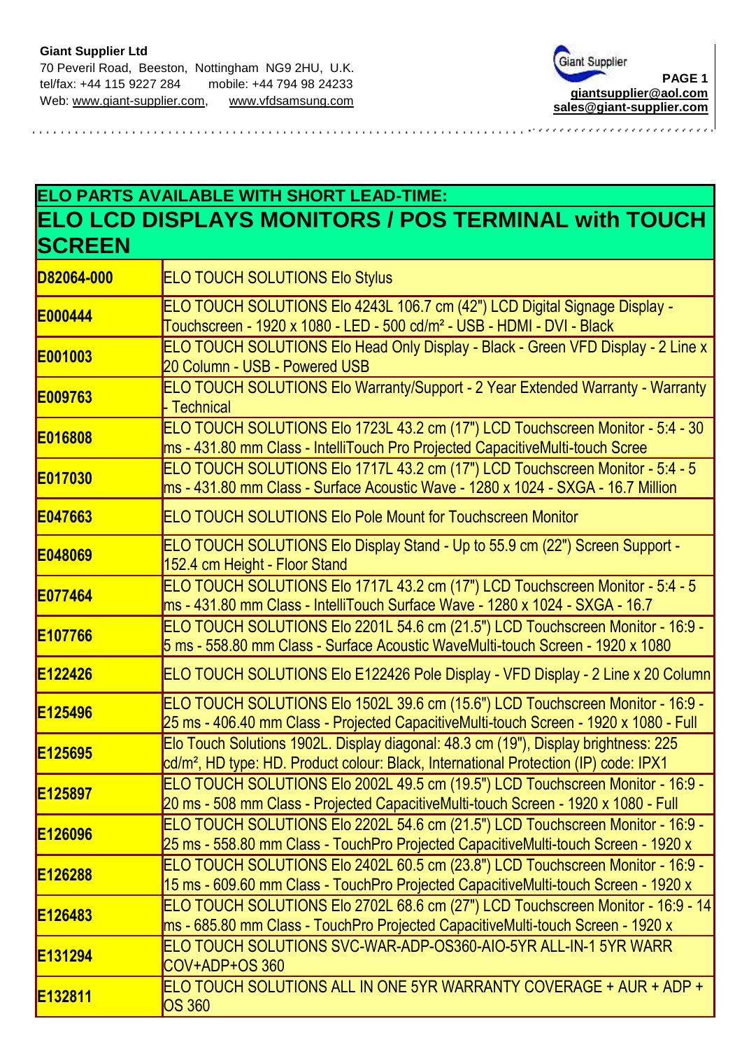**Giant Supplier Ltd**
70 Peveril Road, Beeston, Nottingham NG9 2HU, U.K.
tel/fax: +44 115 9227 284 mobile: +44 794 98 24233
Web: www.giant-supplier.com, www.vfdsamsung.com

Giant Supplier

**PAGE 1**
**giantsupplier@aol.com**
**sales@giant-supplier.com**

| ELO PARTS AVAILABLE WITH SHORT LEAD-TIME: ELO LCD DISPLAYS MONITORS / POS TERMINAL with TOUCH SCREEN | |
|---|---|
| **D82064-000** | ELO TOUCH SOLUTIONS Elo Stylus |
| **E000444** | ELO TOUCH SOLUTIONS Elo 4243L 106.7 cm (42") LCD Digital Signage Display - Touchscreen - 1920 x 1080 - LED - 500 cd/m² - USB - HDMI - DVI - Black |
| **E001003** | ELO TOUCH SOLUTIONS Elo Head Only Display - Black - Green VFD Display - 2 Line x 20 Column - USB - Powered USB |
| **E009763** | ELO TOUCH SOLUTIONS Elo Warranty/Support - 2 Year Extended Warranty - Warranty - Technical |
| **E016808** | ELO TOUCH SOLUTIONS Elo 1723L 43.2 cm (17") LCD Touchscreen Monitor - 5:4 - 30 ms - 431.80 mm Class - IntelliTouch Pro Projected CapacitiveMulti-touch Scree |
| **E017030** | ELO TOUCH SOLUTIONS Elo 1717L 43.2 cm (17") LCD Touchscreen Monitor - 5:4 - 5 ms - 431.80 mm Class - Surface Acoustic Wave - 1280 x 1024 - SXGA - 16.7 Million |
| **E047663** | ELO TOUCH SOLUTIONS Elo Pole Mount for Touchscreen Monitor |
| **E048069** | ELO TOUCH SOLUTIONS Elo Display Stand - Up to 55.9 cm (22") Screen Support - 152.4 cm Height - Floor Stand |
| **E077464** | ELO TOUCH SOLUTIONS Elo 1717L 43.2 cm (17") LCD Touchscreen Monitor - 5:4 - 5 ms - 431.80 mm Class - IntelliTouch Surface Wave - 1280 x 1024 - SXGA - 16.7 |
| **E107766** | ELO TOUCH SOLUTIONS Elo 2201L 54.6 cm (21.5") LCD Touchscreen Monitor - 16:9 - 5 ms - 558.80 mm Class - Surface Acoustic WaveMulti-touch Screen - 1920 x 1080 |
| **E122426** | ELO TOUCH SOLUTIONS Elo E122426 Pole Display - VFD Display - 2 Line x 20 Column |
| **E125496** | ELO TOUCH SOLUTIONS Elo 1502L 39.6 cm (15.6") LCD Touchscreen Monitor - 16:9 - 25 ms - 406.40 mm Class - Projected CapacitiveMulti-touch Screen - 1920 x 1080 - Full |
| **E125695** | Elo Touch Solutions 1902L. Display diagonal: 48.3 cm (19"), Display brightness: 225 cd/m², HD type: HD. Product colour: Black, International Protection (IP) code: IPX1 |
| **E125897** | ELO TOUCH SOLUTIONS Elo 2002L 49.5 cm (19.5") LCD Touchscreen Monitor - 16:9 - 20 ms - 508 mm Class - Projected CapacitiveMulti-touch Screen - 1920 x 1080 - Full |
| **E126096** | ELO TOUCH SOLUTIONS Elo 2202L 54.6 cm (21.5") LCD Touchscreen Monitor - 16:9 - 25 ms - 558.80 mm Class - TouchPro Projected CapacitiveMulti-touch Screen - 1920 x |
| **E126288** | ELO TOUCH SOLUTIONS Elo 2402L 60.5 cm (23.8") LCD Touchscreen Monitor - 16:9 - 15 ms - 609.60 mm Class - TouchPro Projected CapacitiveMulti-touch Screen - 1920 x |
| **E126483** | ELO TOUCH SOLUTIONS Elo 2702L 68.6 cm (27") LCD Touchscreen Monitor - 16:9 - 14 ms - 685.80 mm Class - TouchPro Projected CapacitiveMulti-touch Screen - 1920 x |
| **E131294** | ELO TOUCH SOLUTIONS SVC-WAR-ADP-OS360-AIO-5YR ALL-IN-1 5YR WARR COV+ADP+OS 360 |
| **E132811** | ELO TOUCH SOLUTIONS ALL IN ONE 5YR WARRANTY COVERAGE + AUR + ADP + OS 360 |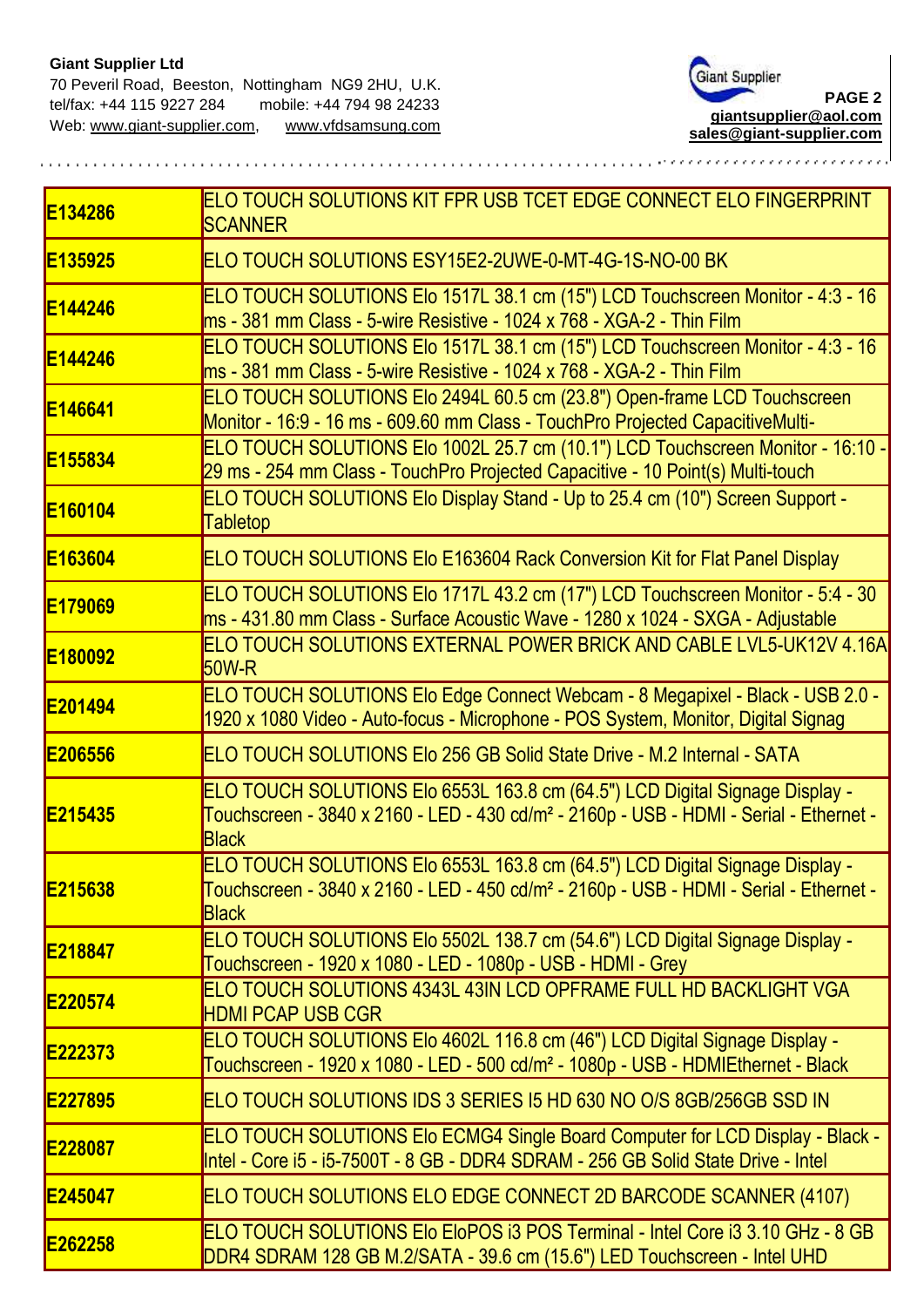**Giant Supplier Ltd**
70 Peveril Road, Beeston, Nottingham NG9 2HU, U.K.
tel/fax: +44 115 9227 284 mobile: +44 794 98 24233
Web: www.giant-supplier.com, www.vfdsamsung.com

giantsupplier@aol.com
sales@giant-supplier.com

| | |
|---|---|
| **E134286** | ELO TOUCH SOLUTIONS KIT FPR USB TCET EDGE CONNECT ELO FINGERPRINT SCANNER |
| **E135925** | ELO TOUCH SOLUTIONS ESY15E2-2UWE-0-MT-4G-1S-NO-00 BK |
| **E144246** | ELO TOUCH SOLUTIONS Elo 1517L 38.1 cm (15") LCD Touchscreen Monitor - 4:3 - 16 ms - 381 mm Class - 5-wire Resistive - 1024 x 768 - XGA-2 - Thin Film |
| **E144246** | ELO TOUCH SOLUTIONS Elo 1517L 38.1 cm (15") LCD Touchscreen Monitor - 4:3 - 16 ms - 381 mm Class - 5-wire Resistive - 1024 x 768 - XGA-2 - Thin Film |
| **E146641** | ELO TOUCH SOLUTIONS Elo 2494L 60.5 cm (23.8") Open-frame LCD Touchscreen Monitor - 16:9 - 16 ms - 609.60 mm Class - TouchPro Projected CapacitiveMulti- |
| **E155834** | ELO TOUCH SOLUTIONS Elo 1002L 25.7 cm (10.1") LCD Touchscreen Monitor - 16:10 - 29 ms - 254 mm Class - TouchPro Projected Capacitive - 10 Point(s) Multi-touch |
| **E160104** | ELO TOUCH SOLUTIONS Elo Display Stand - Up to 25.4 cm (10") Screen Support - Tabletop |
| **E163604** | ELO TOUCH SOLUTIONS Elo E163604 Rack Conversion Kit for Flat Panel Display |
| **E179069** | ELO TOUCH SOLUTIONS Elo 1717L 43.2 cm (17") LCD Touchscreen Monitor - 5:4 - 30 ms - 431.80 mm Class - Surface Acoustic Wave - 1280 x 1024 - SXGA - Adjustable |
| **E180092** | ELO TOUCH SOLUTIONS EXTERNAL POWER BRICK AND CABLE LVL5-UK12V 4.16A 50W-R |
| **E201494** | ELO TOUCH SOLUTIONS Elo Edge Connect Webcam - 8 Megapixel - Black - USB 2.0 - 1920 x 1080 Video - Auto-focus - Microphone - POS System, Monitor, Digital Signag |
| **E206556** | ELO TOUCH SOLUTIONS Elo 256 GB Solid State Drive - M.2 Internal - SATA |
| **E215435** | ELO TOUCH SOLUTIONS Elo 6553L 163.8 cm (64.5") LCD Digital Signage Display - Touchscreen - 3840 x 2160 - LED - 430 cd/m² - 2160p - USB - HDMI - Serial - Ethernet - Black |
| **E215638** | ELO TOUCH SOLUTIONS Elo 6553L 163.8 cm (64.5") LCD Digital Signage Display - Touchscreen - 3840 x 2160 - LED - 450 cd/m² - 2160p - USB - HDMI - Serial - Ethernet - Black |
| **E218847** | ELO TOUCH SOLUTIONS Elo 5502L 138.7 cm (54.6") LCD Digital Signage Display - Touchscreen - 1920 x 1080 - LED - 1080p - USB - HDMI - Grey |
| **E220574** | ELO TOUCH SOLUTIONS 4343L 43IN LCD OPFRAME FULL HD BACKLIGHT VGA HDMI PCAP USB CGR |
| **E222373** | ELO TOUCH SOLUTIONS Elo 4602L 116.8 cm (46") LCD Digital Signage Display - Touchscreen - 1920 x 1080 - LED - 500 cd/m² - 1080p - USB - HDMIEthernet - Black |
| **E227895** | ELO TOUCH SOLUTIONS IDS 3 SERIES I5 HD 630 NO O/S 8GB/256GB SSD IN |
| **E228087** | ELO TOUCH SOLUTIONS Elo ECMG4 Single Board Computer for LCD Display - Black - Intel - Core i5 - i5-7500T - 8 GB - DDR4 SDRAM - 256 GB Solid State Drive - Intel |
| **E245047** | ELO TOUCH SOLUTIONS ELO EDGE CONNECT 2D BARCODE SCANNER (4107) |
| **E262258** | ELO TOUCH SOLUTIONS Elo EloPOS i3 POS Terminal - Intel Core i3 3.10 GHz - 8 GB DDR4 SDRAM 128 GB M.2/SATA - 39.6 cm (15.6") LED Touchscreen - Intel UHD |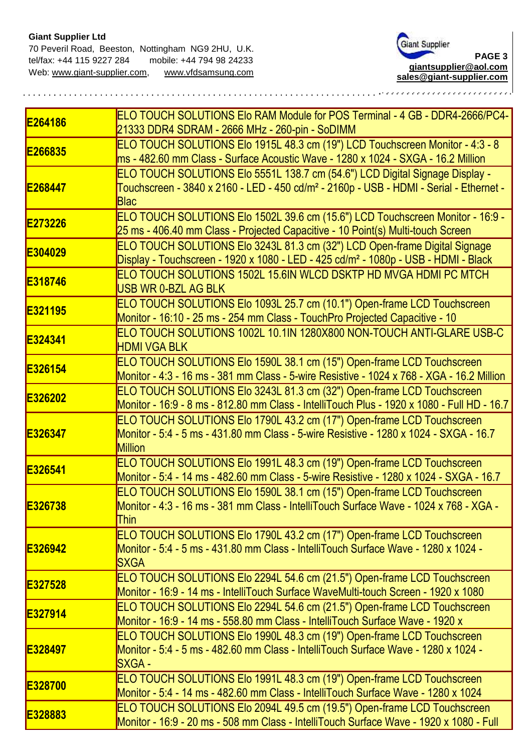**Giant Supplier Ltd**
70 Peveril Road, Beeston, Nottingham NG9 2HU, U.K.
tel/fax: +44 115 9227 284 mobile: +44 794 98 24233
Web: www.giant-supplier.com, www.vfdsamsung.com

**giantsupplier@aol.com**
**sales@giant-supplier.com**

| | |
|---|---|
| **E264186** | ELO TOUCH SOLUTIONS Elo RAM Module for POS Terminal - 4 GB - DDR4-2666/PC4-21333 DDR4 SDRAM - 2666 MHz - 260-pin - SoDIMM |
| **E266835** | ELO TOUCH SOLUTIONS Elo 1915L 48.3 cm (19") LCD Touchscreen Monitor - 4:3 - 8 ms - 482.60 mm Class - Surface Acoustic Wave - 1280 x 1024 - SXGA - 16.2 Million |
| **E268447** | ELO TOUCH SOLUTIONS Elo 5551L 138.7 cm (54.6") LCD Digital Signage Display - Touchscreen - 3840 x 2160 - LED - 450 cd/m² - 2160p - USB - HDMI - Serial - Ethernet - Blac |
| **E273226** | ELO TOUCH SOLUTIONS Elo 1502L 39.6 cm (15.6") LCD Touchscreen Monitor - 16:9 - 25 ms - 406.40 mm Class - Projected Capacitive - 10 Point(s) Multi-touch Screen |
| **E304029** | ELO TOUCH SOLUTIONS Elo 3243L 81.3 cm (32") LCD Open-frame Digital Signage Display - Touchscreen - 1920 x 1080 - LED - 425 cd/m² - 1080p - USB - HDMI - Black |
| **E318746** | ELO TOUCH SOLUTIONS 1502L 15.6IN WLCD DSKTP HD MVGA HDMI PC MTCH USB WR 0-BZL AG BLK |
| **E321195** | ELO TOUCH SOLUTIONS Elo 1093L 25.7 cm (10.1") Open-frame LCD Touchscreen Monitor - 16:10 - 25 ms - 254 mm Class - TouchPro Projected Capacitive - 10 |
| **E324341** | ELO TOUCH SOLUTIONS 1002L 10.1IN 1280X800 NON-TOUCH ANTI-GLARE USB-C HDMI VGA BLK |
| **E326154** | ELO TOUCH SOLUTIONS Elo 1590L 38.1 cm (15") Open-frame LCD Touchscreen Monitor - 4:3 - 16 ms - 381 mm Class - 5-wire Resistive - 1024 x 768 - XGA - 16.2 Million |
| **E326202** | ELO TOUCH SOLUTIONS Elo 3243L 81.3 cm (32") Open-frame LCD Touchscreen Monitor - 16:9 - 8 ms - 812.80 mm Class - IntelliTouch Plus - 1920 x 1080 - Full HD - 16.7 |
| **E326347** | ELO TOUCH SOLUTIONS Elo 1790L 43.2 cm (17") Open-frame LCD Touchscreen Monitor - 5:4 - 5 ms - 431.80 mm Class - 5-wire Resistive - 1280 x 1024 - SXGA - 16.7 Million |
| **E326541** | ELO TOUCH SOLUTIONS Elo 1991L 48.3 cm (19") Open-frame LCD Touchscreen Monitor - 5:4 - 14 ms - 482.60 mm Class - 5-wire Resistive - 1280 x 1024 - SXGA - 16.7 |
| **E326738** | ELO TOUCH SOLUTIONS Elo 1590L 38.1 cm (15") Open-frame LCD Touchscreen Monitor - 4:3 - 16 ms - 381 mm Class - IntelliTouch Surface Wave - 1024 x 768 - XGA - Thin |
| **E326942** | ELO TOUCH SOLUTIONS Elo 1790L 43.2 cm (17") Open-frame LCD Touchscreen Monitor - 5:4 - 5 ms - 431.80 mm Class - IntelliTouch Surface Wave - 1280 x 1024 - SXGA |
| **E327528** | ELO TOUCH SOLUTIONS Elo 2294L 54.6 cm (21.5") Open-frame LCD Touchscreen Monitor - 16:9 - 14 ms - IntelliTouch Surface WaveMulti-touch Screen - 1920 x 1080 |
| **E327914** | ELO TOUCH SOLUTIONS Elo 2294L 54.6 cm (21.5") Open-frame LCD Touchscreen Monitor - 16:9 - 14 ms - 558.80 mm Class - IntelliTouch Surface Wave - 1920 x |
| **E328497** | ELO TOUCH SOLUTIONS Elo 1990L 48.3 cm (19") Open-frame LCD Touchscreen Monitor - 5:4 - 5 ms - 482.60 mm Class - IntelliTouch Surface Wave - 1280 x 1024 - SXGA - |
| **E328700** | ELO TOUCH SOLUTIONS Elo 1991L 48.3 cm (19") Open-frame LCD Touchscreen Monitor - 5:4 - 14 ms - 482.60 mm Class - IntelliTouch Surface Wave - 1280 x 1024 |
| **E328883** | ELO TOUCH SOLUTIONS Elo 2094L 49.5 cm (19.5") Open-frame LCD Touchscreen Monitor - 16:9 - 20 ms - 508 mm Class - IntelliTouch Surface Wave - 1920 x 1080 - Full |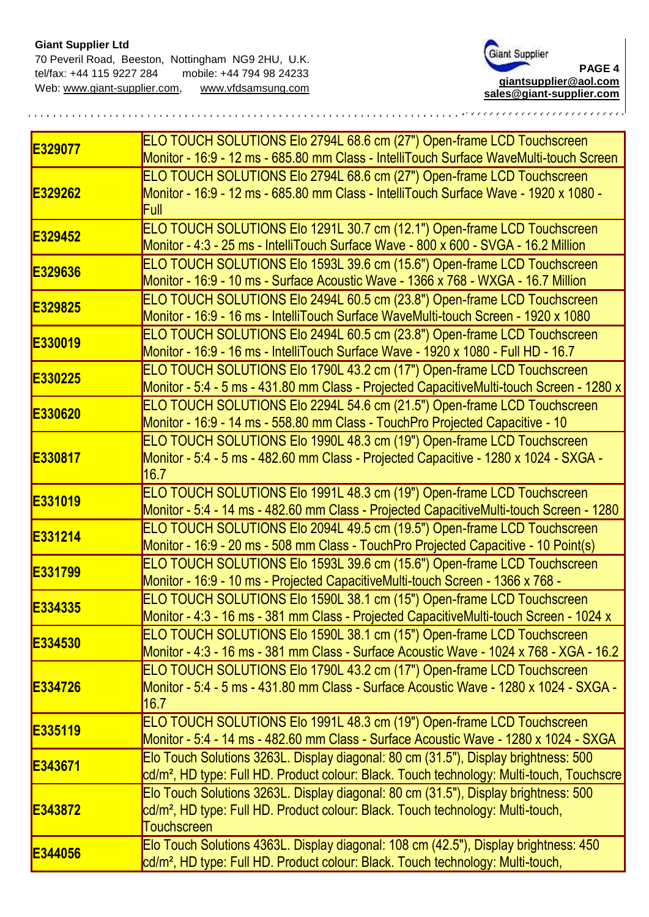**Giant Supplier Ltd**
70 Peveril Road, Beeston, Nottingham NG9 2HU, U.K.
tel/fax: +44 115 9227 284 mobile: +44 794 98 24233
Web: www.giant-supplier.com, www.vfdsamsung.com

giantsupplier@aol.com
sales@giant-supplier.com

| | |
|---|---|
| **E329077** | ELO TOUCH SOLUTIONS Elo 2794L 68.6 cm (27") Open-frame LCD Touchscreen Monitor - 16:9 - 12 ms - 685.80 mm Class - IntelliTouch Surface WaveMulti-touch Screen |
| **E329262** | ELO TOUCH SOLUTIONS Elo 2794L 68.6 cm (27") Open-frame LCD Touchscreen Monitor - 16:9 - 12 ms - 685.80 mm Class - IntelliTouch Surface Wave - 1920 x 1080 - Full |
| **E329452** | ELO TOUCH SOLUTIONS Elo 1291L 30.7 cm (12.1") Open-frame LCD Touchscreen Monitor - 4:3 - 25 ms - IntelliTouch Surface Wave - 800 x 600 - SVGA - 16.2 Million |
| **E329636** | ELO TOUCH SOLUTIONS Elo 1593L 39.6 cm (15.6") Open-frame LCD Touchscreen Monitor - 16:9 - 10 ms - Surface Acoustic Wave - 1366 x 768 - WXGA - 16.7 Million |
| **E329825** | ELO TOUCH SOLUTIONS Elo 2494L 60.5 cm (23.8") Open-frame LCD Touchscreen Monitor - 16:9 - 16 ms - IntelliTouch Surface WaveMulti-touch Screen - 1920 x 1080 |
| **E330019** | ELO TOUCH SOLUTIONS Elo 2494L 60.5 cm (23.8") Open-frame LCD Touchscreen Monitor - 16:9 - 16 ms - IntelliTouch Surface Wave - 1920 x 1080 - Full HD - 16.7 |
| **E330225** | ELO TOUCH SOLUTIONS Elo 1790L 43.2 cm (17") Open-frame LCD Touchscreen Monitor - 5:4 - 5 ms - 431.80 mm Class - Projected CapacitiveMulti-touch Screen - 1280 x |
| **E330620** | ELO TOUCH SOLUTIONS Elo 2294L 54.6 cm (21.5") Open-frame LCD Touchscreen Monitor - 16:9 - 14 ms - 558.80 mm Class - TouchPro Projected Capacitive - 10 |
| **E330817** | ELO TOUCH SOLUTIONS Elo 1990L 48.3 cm (19") Open-frame LCD Touchscreen Monitor - 5:4 - 5 ms - 482.60 mm Class - Projected Capacitive - 1280 x 1024 - SXGA - 16.7 |
| **E331019** | ELO TOUCH SOLUTIONS Elo 1991L 48.3 cm (19") Open-frame LCD Touchscreen Monitor - 5:4 - 14 ms - 482.60 mm Class - Projected CapacitiveMulti-touch Screen - 1280 |
| **E331214** | ELO TOUCH SOLUTIONS Elo 2094L 49.5 cm (19.5") Open-frame LCD Touchscreen Monitor - 16:9 - 20 ms - 508 mm Class - TouchPro Projected Capacitive - 10 Point(s) |
| **E331799** | ELO TOUCH SOLUTIONS Elo 1593L 39.6 cm (15.6") Open-frame LCD Touchscreen Monitor - 16:9 - 10 ms - Projected CapacitiveMulti-touch Screen - 1366 x 768 - |
| **E334335** | ELO TOUCH SOLUTIONS Elo 1590L 38.1 cm (15") Open-frame LCD Touchscreen Monitor - 4:3 - 16 ms - 381 mm Class - Projected CapacitiveMulti-touch Screen - 1024 x |
| **E334530** | ELO TOUCH SOLUTIONS Elo 1590L 38.1 cm (15") Open-frame LCD Touchscreen Monitor - 4:3 - 16 ms - 381 mm Class - Surface Acoustic Wave - 1024 x 768 - XGA - 16.2 |
| **E334726** | ELO TOUCH SOLUTIONS Elo 1790L 43.2 cm (17") Open-frame LCD Touchscreen Monitor - 5:4 - 5 ms - 431.80 mm Class - Surface Acoustic Wave - 1280 x 1024 - SXGA - 16.7 |
| **E335119** | ELO TOUCH SOLUTIONS Elo 1991L 48.3 cm (19") Open-frame LCD Touchscreen Monitor - 5:4 - 14 ms - 482.60 mm Class - Surface Acoustic Wave - 1280 x 1024 - SXGA |
| **E343671** | Elo Touch Solutions 3263L. Display diagonal: 80 cm (31.5"), Display brightness: 500 cd/m², HD type: Full HD. Product colour: Black. Touch technology: Multi-touch, Touchscre |
| **E343872** | Elo Touch Solutions 3263L. Display diagonal: 80 cm (31.5"), Display brightness: 500 cd/m², HD type: Full HD. Product colour: Black. Touch technology: Multi-touch, Touchscreen |
| **E344056** | Elo Touch Solutions 4363L. Display diagonal: 108 cm (42.5"), Display brightness: 450 cd/m², HD type: Full HD. Product colour: Black. Touch technology: Multi-touch, |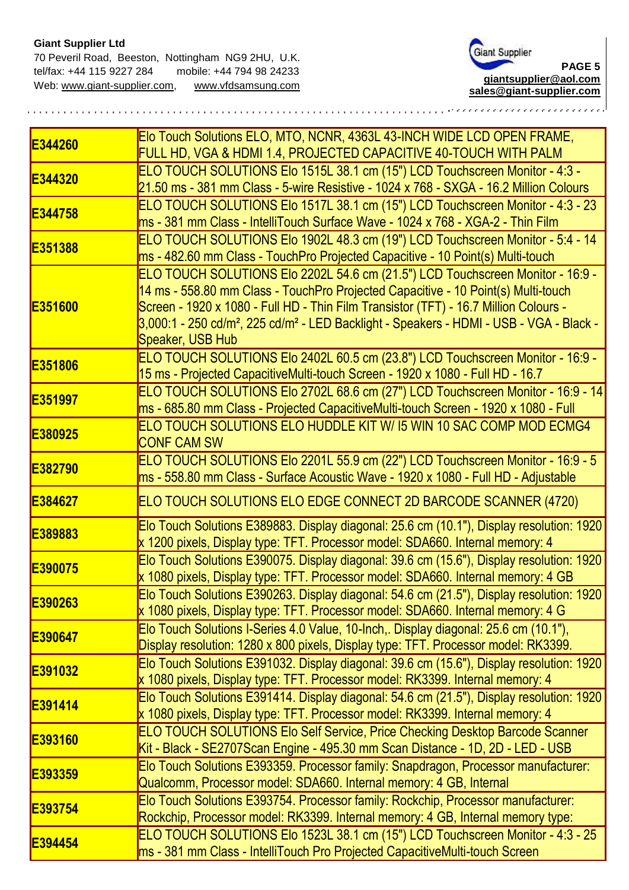**Giant Supplier Ltd**
70 Peveril Road, Beeston, Nottingham NG9 2HU, U.K.
tel/fax: +44 115 9227 284 mobile: +44 794 98 24233
Web: www.giant-supplier.com, www.vfdsamsung.com

giantsupplier@aol.com
sales@giant-supplier.com

| | |
|---|---|
| **E344260** | Elo Touch Solutions ELO, MTO, NCNR, 4363L 43-INCH WIDE LCD OPEN FRAME, FULL HD, VGA & HDMI 1.4, PROJECTED CAPACITIVE 40-TOUCH WITH PALM |
| **E344320** | ELO TOUCH SOLUTIONS Elo 1515L 38.1 cm (15") LCD Touchscreen Monitor - 4:3 - 21.50 ms - 381 mm Class - 5-wire Resistive - 1024 x 768 - SXGA - 16.2 Million Colours |
| **E344758** | ELO TOUCH SOLUTIONS Elo 1517L 38.1 cm (15") LCD Touchscreen Monitor - 4:3 - 23 ms - 381 mm Class - IntelliTouch Surface Wave - 1024 x 768 - XGA-2 - Thin Film |
| **E351388** | ELO TOUCH SOLUTIONS Elo 1902L 48.3 cm (19") LCD Touchscreen Monitor - 5:4 - 14 ms - 482.60 mm Class - TouchPro Projected Capacitive - 10 Point(s) Multi-touch |
| **E351600** | ELO TOUCH SOLUTIONS Elo 2202L 54.6 cm (21.5") LCD Touchscreen Monitor - 16:9 - 14 ms - 558.80 mm Class - TouchPro Projected Capacitive - 10 Point(s) Multi-touch Screen - 1920 x 1080 - Full HD - Thin Film Transistor (TFT) - 16.7 Million Colours - 3,000:1 - 250 cd/m², 225 cd/m² - LED Backlight - Speakers - HDMI - USB - VGA - Black - Speaker, USB Hub |
| **E351806** | ELO TOUCH SOLUTIONS Elo 2402L 60.5 cm (23.8") LCD Touchscreen Monitor - 16:9 - 15 ms - Projected CapacitiveMulti-touch Screen - 1920 x 1080 - Full HD - 16.7 |
| **E351997** | ELO TOUCH SOLUTIONS Elo 2702L 68.6 cm (27") LCD Touchscreen Monitor - 16:9 - 14 ms - 685.80 mm Class - Projected CapacitiveMulti-touch Screen - 1920 x 1080 - Full |
| **E380925** | ELO TOUCH SOLUTIONS ELO HUDDLE KIT W/ I5 WIN 10 SAC COMP MOD ECMG4 CONF CAM SW |
| **E382790** | ELO TOUCH SOLUTIONS Elo 2201L 55.9 cm (22") LCD Touchscreen Monitor - 16:9 - 5 ms - 558.80 mm Class - Surface Acoustic Wave - 1920 x 1080 - Full HD - Adjustable |
| **E384627** | ELO TOUCH SOLUTIONS ELO EDGE CONNECT 2D BARCODE SCANNER (4720) |
| **E389883** | Elo Touch Solutions E389883. Display diagonal: 25.6 cm (10.1"), Display resolution: 1920 x 1200 pixels, Display type: TFT. Processor model: SDA660. Internal memory: 4 |
| **E390075** | Elo Touch Solutions E390075. Display diagonal: 39.6 cm (15.6"), Display resolution: 1920 x 1080 pixels, Display type: TFT. Processor model: SDA660. Internal memory: 4 GB |
| **E390263** | Elo Touch Solutions E390263. Display diagonal: 54.6 cm (21.5"), Display resolution: 1920 x 1080 pixels, Display type: TFT. Processor model: SDA660. Internal memory: 4 G |
| **E390647** | Elo Touch Solutions I-Series 4.0 Value, 10-Inch,. Display diagonal: 25.6 cm (10.1"), Display resolution: 1280 x 800 pixels, Display type: TFT. Processor model: RK3399. |
| **E391032** | Elo Touch Solutions E391032. Display diagonal: 39.6 cm (15.6"), Display resolution: 1920 x 1080 pixels, Display type: TFT. Processor model: RK3399. Internal memory: 4 |
| **E391414** | Elo Touch Solutions E391414. Display diagonal: 54.6 cm (21.5"), Display resolution: 1920 x 1080 pixels, Display type: TFT. Processor model: RK3399. Internal memory: 4 |
| **E393160** | ELO TOUCH SOLUTIONS Elo Self Service, Price Checking Desktop Barcode Scanner Kit - Black - SE2707Scan Engine - 495.30 mm Scan Distance - 1D, 2D - LED - USB |
| **E393359** | Elo Touch Solutions E393359. Processor family: Snapdragon, Processor manufacturer: Qualcomm, Processor model: SDA660. Internal memory: 4 GB, Internal |
| **E393754** | Elo Touch Solutions E393754. Processor family: Rockchip, Processor manufacturer: Rockchip, Processor model: RK3399. Internal memory: 4 GB, Internal memory type: |
| **E394454** | ELO TOUCH SOLUTIONS Elo 1523L 38.1 cm (15") LCD Touchscreen Monitor - 4:3 - 25 ms - 381 mm Class - IntelliTouch Pro Projected CapacitiveMulti-touch Screen |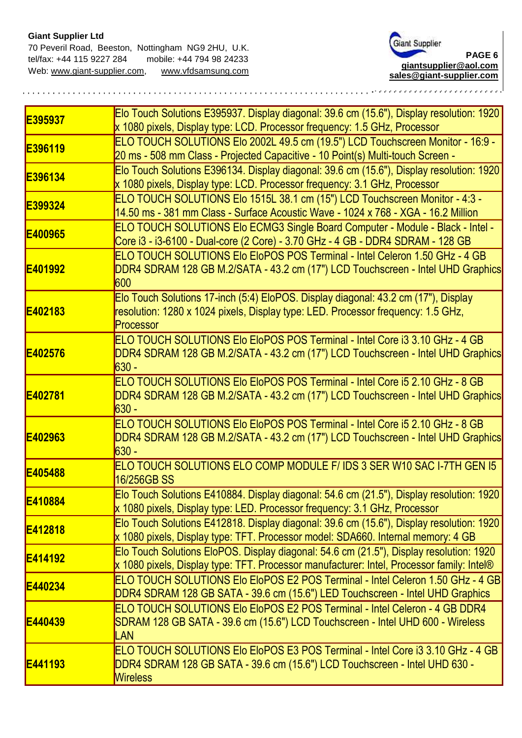**Giant Supplier Ltd**
70 Peveril Road, Beeston, Nottingham NG9 2HU, U.K.
tel/fax: +44 115 9227 284 mobile: +44 794 98 24233
Web: www.giant-supplier.com, www.vfdsamsung.com

giantsupplier@aol.com
sales@giant-supplier.com

| | |
|---|---|
| **E395937** | Elo Touch Solutions E395937. Display diagonal: 39.6 cm (15.6"), Display resolution: 1920 x 1080 pixels, Display type: LCD. Processor frequency: 1.5 GHz, Processor |
| **E396119** | ELO TOUCH SOLUTIONS Elo 2002L 49.5 cm (19.5") LCD Touchscreen Monitor - 16:9 - 20 ms - 508 mm Class - Projected Capacitive - 10 Point(s) Multi-touch Screen - |
| **E396134** | Elo Touch Solutions E396134. Display diagonal: 39.6 cm (15.6"), Display resolution: 1920 x 1080 pixels, Display type: LCD. Processor frequency: 3.1 GHz, Processor |
| **E399324** | ELO TOUCH SOLUTIONS Elo 1515L 38.1 cm (15") LCD Touchscreen Monitor - 4:3 - 14.50 ms - 381 mm Class - Surface Acoustic Wave - 1024 x 768 - XGA - 16.2 Million |
| **E400965** | ELO TOUCH SOLUTIONS Elo ECMG3 Single Board Computer - Module - Black - Intel - Core i3 - i3-6100 - Dual-core (2 Core) - 3.70 GHz - 4 GB - DDR4 SDRAM - 128 GB |
| **E401992** | ELO TOUCH SOLUTIONS Elo EloPOS POS Terminal - Intel Celeron 1.50 GHz - 4 GB DDR4 SDRAM 128 GB M.2/SATA - 43.2 cm (17") LCD Touchscreen - Intel UHD Graphics 600 |
| **E402183** | Elo Touch Solutions 17-inch (5:4) EloPOS. Display diagonal: 43.2 cm (17"), Display resolution: 1280 x 1024 pixels, Display type: LED. Processor frequency: 1.5 GHz, Processor |
| **E402576** | ELO TOUCH SOLUTIONS Elo EloPOS POS Terminal - Intel Core i3 3.10 GHz - 4 GB DDR4 SDRAM 128 GB M.2/SATA - 43.2 cm (17") LCD Touchscreen - Intel UHD Graphics 630 - |
| **E402781** | ELO TOUCH SOLUTIONS Elo EloPOS POS Terminal - Intel Core i5 2.10 GHz - 8 GB DDR4 SDRAM 128 GB M.2/SATA - 43.2 cm (17") LCD Touchscreen - Intel UHD Graphics 630 - |
| **E402963** | ELO TOUCH SOLUTIONS Elo EloPOS POS Terminal - Intel Core i5 2.10 GHz - 8 GB DDR4 SDRAM 128 GB M.2/SATA - 43.2 cm (17") LCD Touchscreen - Intel UHD Graphics 630 - |
| **E405488** | ELO TOUCH SOLUTIONS ELO COMP MODULE F/ IDS 3 SER W10 SAC I-7TH GEN I5 16/256GB SS |
| **E410884** | Elo Touch Solutions E410884. Display diagonal: 54.6 cm (21.5"), Display resolution: 1920 x 1080 pixels, Display type: LED. Processor frequency: 3.1 GHz, Processor |
| **E412818** | Elo Touch Solutions E412818. Display diagonal: 39.6 cm (15.6"), Display resolution: 1920 x 1080 pixels, Display type: TFT. Processor model: SDA660. Internal memory: 4 GB |
| **E414192** | Elo Touch Solutions EloPOS. Display diagonal: 54.6 cm (21.5"), Display resolution: 1920 x 1080 pixels, Display type: TFT. Processor manufacturer: Intel, Processor family: Intel® |
| **E440234** | ELO TOUCH SOLUTIONS Elo EloPOS E2 POS Terminal - Intel Celeron 1.50 GHz - 4 GB DDR4 SDRAM 128 GB SATA - 39.6 cm (15.6") LED Touchscreen - Intel UHD Graphics |
| **E440439** | ELO TOUCH SOLUTIONS Elo EloPOS E2 POS Terminal - Intel Celeron - 4 GB DDR4 SDRAM 128 GB SATA - 39.6 cm (15.6") LCD Touchscreen - Intel UHD 600 - Wireless LAN |
| **E441193** | ELO TOUCH SOLUTIONS Elo EloPOS E3 POS Terminal - Intel Core i3 3.10 GHz - 4 GB DDR4 SDRAM 128 GB SATA - 39.6 cm (15.6") LCD Touchscreen - Intel UHD 630 - Wireless |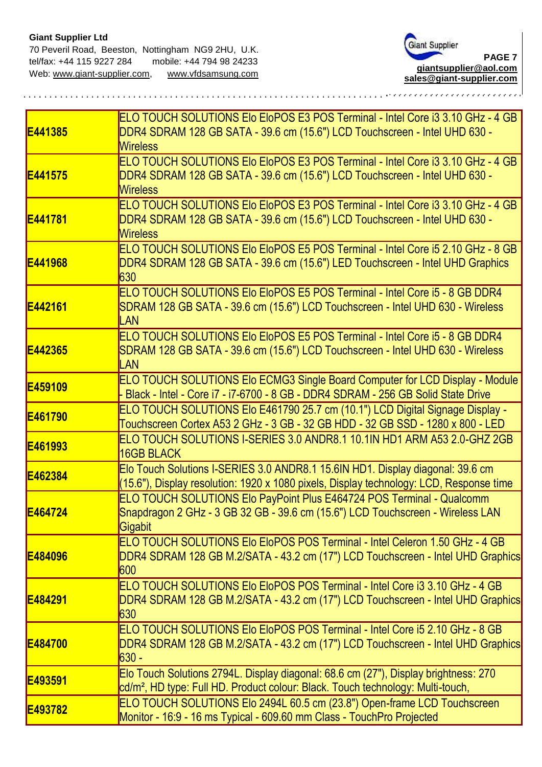**Giant Supplier Ltd**
70 Peveril Road, Beeston, Nottingham NG9 2HU, U.K.
tel/fax: +44 115 9227 284 mobile: +44 794 98 24233
Web: www.giant-supplier.com, www.vfdsamsung.com

**giantsupplier@aol.com**
**sales@giant-supplier.com**

| | |
|---|---|
| **E441385** | ELO TOUCH SOLUTIONS Elo EloPOS E3 POS Terminal - Intel Core i3 3.10 GHz - 4 GB DDR4 SDRAM 128 GB SATA - 39.6 cm (15.6") LCD Touchscreen - Intel UHD 630 - Wireless |
| **E441575** | ELO TOUCH SOLUTIONS Elo EloPOS E3 POS Terminal - Intel Core i3 3.10 GHz - 4 GB DDR4 SDRAM 128 GB SATA - 39.6 cm (15.6") LCD Touchscreen - Intel UHD 630 - Wireless |
| **E441781** | ELO TOUCH SOLUTIONS Elo EloPOS E3 POS Terminal - Intel Core i3 3.10 GHz - 4 GB DDR4 SDRAM 128 GB SATA - 39.6 cm (15.6") LCD Touchscreen - Intel UHD 630 - Wireless |
| **E441968** | ELO TOUCH SOLUTIONS Elo EloPOS E5 POS Terminal - Intel Core i5 2.10 GHz - 8 GB DDR4 SDRAM 128 GB SATA - 39.6 cm (15.6") LED Touchscreen - Intel UHD Graphics 630 |
| **E442161** | ELO TOUCH SOLUTIONS Elo EloPOS E5 POS Terminal - Intel Core i5 - 8 GB DDR4 SDRAM 128 GB SATA - 39.6 cm (15.6") LCD Touchscreen - Intel UHD 630 - Wireless LAN |
| **E442365** | ELO TOUCH SOLUTIONS Elo EloPOS E5 POS Terminal - Intel Core i5 - 8 GB DDR4 SDRAM 128 GB SATA - 39.6 cm (15.6") LCD Touchscreen - Intel UHD 630 - Wireless LAN |
| **E459109** | ELO TOUCH SOLUTIONS Elo ECMG3 Single Board Computer for LCD Display - Module - Black - Intel - Core i7 - i7-6700 - 8 GB - DDR4 SDRAM - 256 GB Solid State Drive |
| **E461790** | ELO TOUCH SOLUTIONS Elo E461790 25.7 cm (10.1") LCD Digital Signage Display - Touchscreen Cortex A53 2 GHz - 3 GB - 32 GB HDD - 32 GB SSD - 1280 x 800 - LED |
| **E461993** | ELO TOUCH SOLUTIONS I-SERIES 3.0 ANDR8.1 10.1IN HD1 ARM A53 2.0-GHZ 2GB 16GB BLACK |
| **E462384** | Elo Touch Solutions I-SERIES 3.0 ANDR8.1 15.6IN HD1. Display diagonal: 39.6 cm (15.6"), Display resolution: 1920 x 1080 pixels, Display technology: LCD, Response time |
| **E464724** | ELO TOUCH SOLUTIONS Elo PayPoint Plus E464724 POS Terminal - Qualcomm Snapdragon 2 GHz - 3 GB 32 GB - 39.6 cm (15.6") LCD Touchscreen - Wireless LAN Gigabit |
| **E484096** | ELO TOUCH SOLUTIONS Elo EloPOS POS Terminal - Intel Celeron 1.50 GHz - 4 GB DDR4 SDRAM 128 GB M.2/SATA - 43.2 cm (17") LCD Touchscreen - Intel UHD Graphics 600 |
| **E484291** | ELO TOUCH SOLUTIONS Elo EloPOS POS Terminal - Intel Core i3 3.10 GHz - 4 GB DDR4 SDRAM 128 GB M.2/SATA - 43.2 cm (17") LCD Touchscreen - Intel UHD Graphics 630 |
| **E484700** | ELO TOUCH SOLUTIONS Elo EloPOS POS Terminal - Intel Core i5 2.10 GHz - 8 GB DDR4 SDRAM 128 GB M.2/SATA - 43.2 cm (17") LCD Touchscreen - Intel UHD Graphics 630 - |
| **E493591** | Elo Touch Solutions 2794L. Display diagonal: 68.6 cm (27"), Display brightness: 270 cd/m², HD type: Full HD. Product colour: Black. Touch technology: Multi-touch, |
| **E493782** | ELO TOUCH SOLUTIONS Elo 2494L 60.5 cm (23.8") Open-frame LCD Touchscreen Monitor - 16:9 - 16 ms Typical - 609.60 mm Class - TouchPro Projected |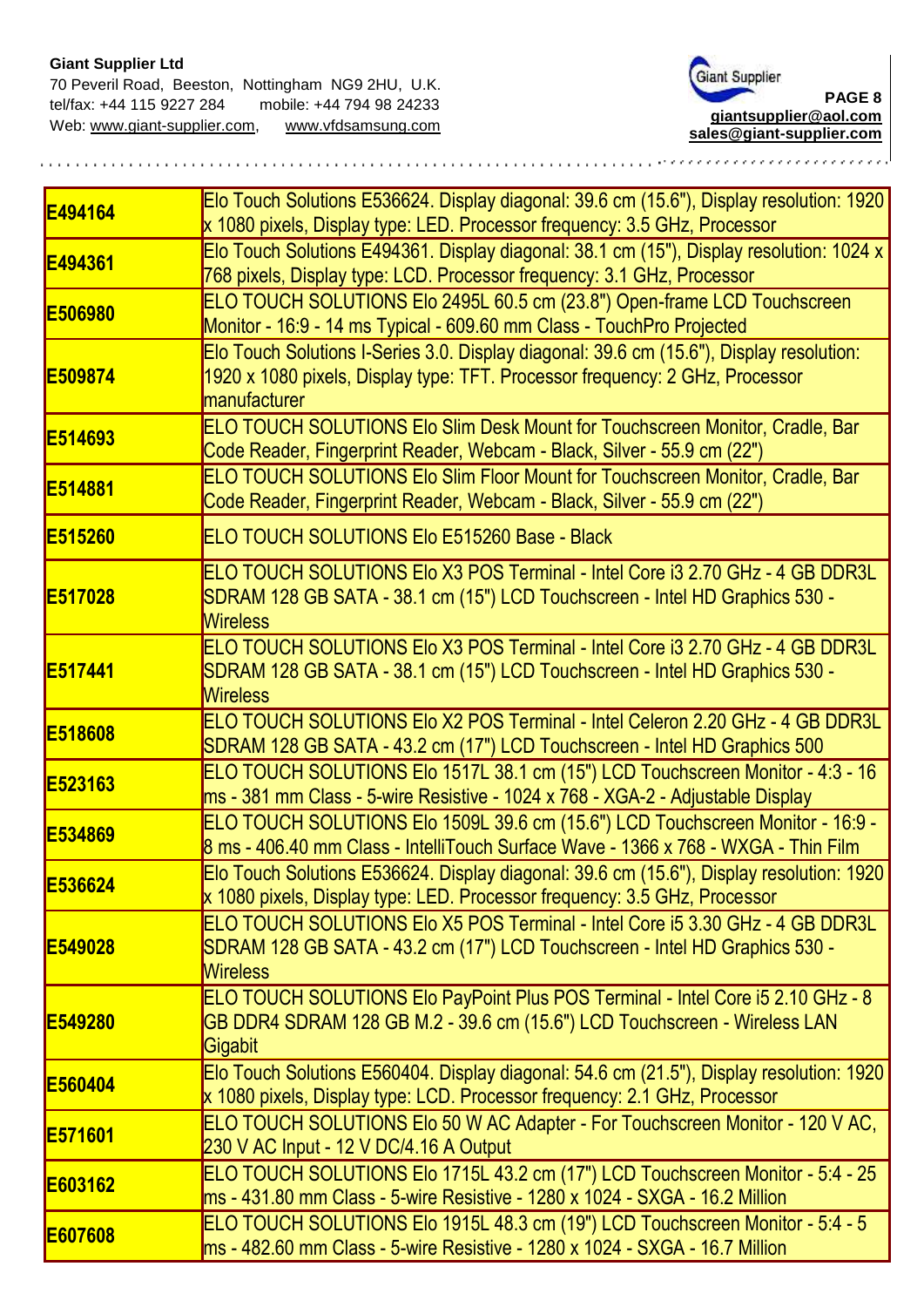**Giant Supplier Ltd**
70 Peveril Road, Beeston, Nottingham NG9 2HU, U.K.
tel/fax: +44 115 9227 284 mobile: +44 794 98 24233
Web: www.giant-supplier.com, www.vfdsamsung.com

giantsupplier@aol.com
sales@giant-supplier.com

| | |
|---|---|
| **E494164** | Elo Touch Solutions E536624. Display diagonal: 39.6 cm (15.6"), Display resolution: 1920 x 1080 pixels, Display type: LED. Processor frequency: 3.5 GHz, Processor |
| **E494361** | Elo Touch Solutions E494361. Display diagonal: 38.1 cm (15"), Display resolution: 1024 x 768 pixels, Display type: LCD. Processor frequency: 3.1 GHz, Processor |
| **E506980** | ELO TOUCH SOLUTIONS Elo 2495L 60.5 cm (23.8") Open-frame LCD Touchscreen Monitor - 16:9 - 14 ms Typical - 609.60 mm Class - TouchPro Projected |
| **E509874** | Elo Touch Solutions I-Series 3.0. Display diagonal: 39.6 cm (15.6"), Display resolution: 1920 x 1080 pixels, Display type: TFT. Processor frequency: 2 GHz, Processor manufacturer |
| **E514693** | ELO TOUCH SOLUTIONS Elo Slim Desk Mount for Touchscreen Monitor, Cradle, Bar Code Reader, Fingerprint Reader, Webcam - Black, Silver - 55.9 cm (22") |
| **E514881** | ELO TOUCH SOLUTIONS Elo Slim Floor Mount for Touchscreen Monitor, Cradle, Bar Code Reader, Fingerprint Reader, Webcam - Black, Silver - 55.9 cm (22") |
| **E515260** | ELO TOUCH SOLUTIONS Elo E515260 Base - Black |
| **E517028** | ELO TOUCH SOLUTIONS Elo X3 POS Terminal - Intel Core i3 2.70 GHz - 4 GB DDR3L SDRAM 128 GB SATA - 38.1 cm (15") LCD Touchscreen - Intel HD Graphics 530 - Wireless |
| **E517441** | ELO TOUCH SOLUTIONS Elo X3 POS Terminal - Intel Core i3 2.70 GHz - 4 GB DDR3L SDRAM 128 GB SATA - 38.1 cm (15") LCD Touchscreen - Intel HD Graphics 530 - Wireless |
| **E518608** | ELO TOUCH SOLUTIONS Elo X2 POS Terminal - Intel Celeron 2.20 GHz - 4 GB DDR3L SDRAM 128 GB SATA - 43.2 cm (17") LCD Touchscreen - Intel HD Graphics 500 |
| **E523163** | ELO TOUCH SOLUTIONS Elo 1517L 38.1 cm (15") LCD Touchscreen Monitor - 4:3 - 16 ms - 381 mm Class - 5-wire Resistive - 1024 x 768 - XGA-2 - Adjustable Display |
| **E534869** | ELO TOUCH SOLUTIONS Elo 1509L 39.6 cm (15.6") LCD Touchscreen Monitor - 16:9 - 8 ms - 406.40 mm Class - IntelliTouch Surface Wave - 1366 x 768 - WXGA - Thin Film |
| **E536624** | Elo Touch Solutions E536624. Display diagonal: 39.6 cm (15.6"), Display resolution: 1920 x 1080 pixels, Display type: LED. Processor frequency: 3.5 GHz, Processor |
| **E549028** | ELO TOUCH SOLUTIONS Elo X5 POS Terminal - Intel Core i5 3.30 GHz - 4 GB DDR3L SDRAM 128 GB SATA - 43.2 cm (17") LCD Touchscreen - Intel HD Graphics 530 - Wireless |
| **E549280** | ELO TOUCH SOLUTIONS Elo PayPoint Plus POS Terminal - Intel Core i5 2.10 GHz - 8 GB DDR4 SDRAM 128 GB M.2 - 39.6 cm (15.6") LCD Touchscreen - Wireless LAN Gigabit |
| **E560404** | Elo Touch Solutions E560404. Display diagonal: 54.6 cm (21.5"), Display resolution: 1920 x 1080 pixels, Display type: LCD. Processor frequency: 2.1 GHz, Processor |
| **E571601** | ELO TOUCH SOLUTIONS Elo 50 W AC Adapter - For Touchscreen Monitor - 120 V AC, 230 V AC Input - 12 V DC/4.16 A Output |
| **E603162** | ELO TOUCH SOLUTIONS Elo 1715L 43.2 cm (17") LCD Touchscreen Monitor - 5:4 - 25 ms - 431.80 mm Class - 5-wire Resistive - 1280 x 1024 - SXGA - 16.2 Million |
| **E607608** | ELO TOUCH SOLUTIONS Elo 1915L 48.3 cm (19") LCD Touchscreen Monitor - 5:4 - 5 ms - 482.60 mm Class - 5-wire Resistive - 1280 x 1024 - SXGA - 16.7 Million |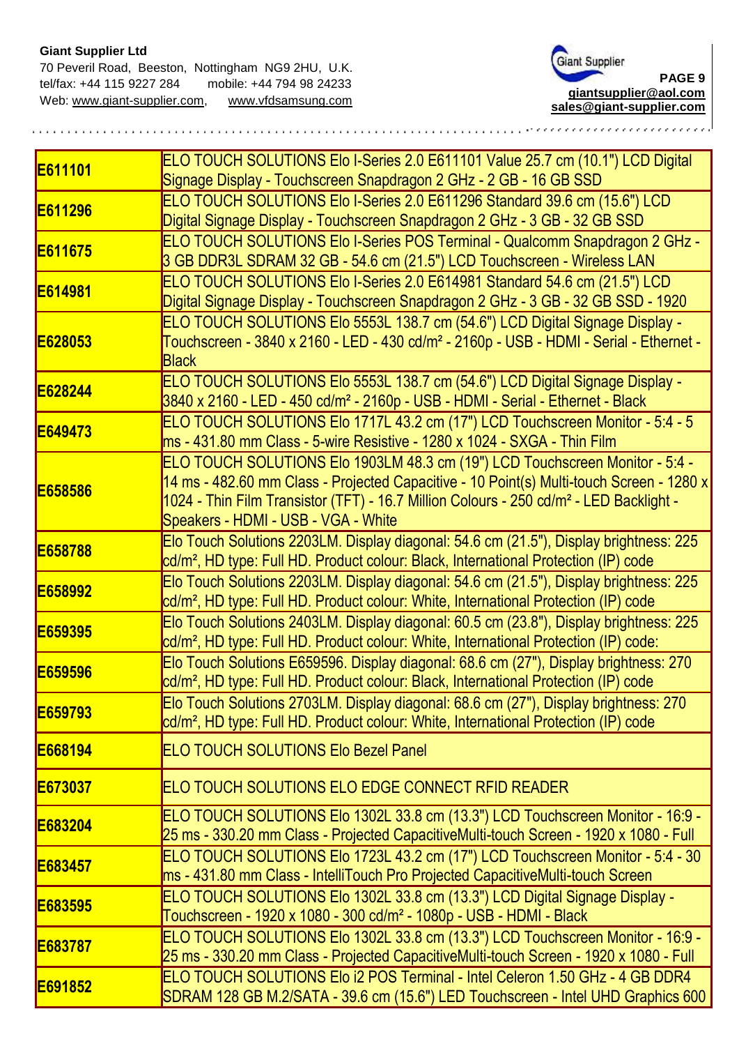**Giant Supplier Ltd**
70 Peveril Road, Beeston, Nottingham NG9 2HU, U.K.
tel/fax: +44 115 9227 284 mobile: +44 794 98 24233
Web: www.giant-supplier.com, www.vfdsamsung.com

**giantsupplier@aol.com**
**sales@giant-supplier.com**

| | |
|---|---|
| **E611101** | ELO TOUCH SOLUTIONS Elo I-Series 2.0 E611101 Value 25.7 cm (10.1") LCD Digital Signage Display - Touchscreen Snapdragon 2 GHz - 2 GB - 16 GB SSD |
| **E611296** | ELO TOUCH SOLUTIONS Elo I-Series 2.0 E611296 Standard 39.6 cm (15.6") LCD Digital Signage Display - Touchscreen Snapdragon 2 GHz - 3 GB - 32 GB SSD |
| **E611675** | ELO TOUCH SOLUTIONS Elo I-Series POS Terminal - Qualcomm Snapdragon 2 GHz - 3 GB DDR3L SDRAM 32 GB - 54.6 cm (21.5") LCD Touchscreen - Wireless LAN |
| **E614981** | ELO TOUCH SOLUTIONS Elo I-Series 2.0 E614981 Standard 54.6 cm (21.5") LCD Digital Signage Display - Touchscreen Snapdragon 2 GHz - 3 GB - 32 GB SSD - 1920 |
| **E628053** | ELO TOUCH SOLUTIONS Elo 5553L 138.7 cm (54.6") LCD Digital Signage Display - Touchscreen - 3840 x 2160 - LED - 430 cd/m² - 2160p - USB - HDMI - Serial - Ethernet - Black |
| **E628244** | ELO TOUCH SOLUTIONS Elo 5553L 138.7 cm (54.6") LCD Digital Signage Display - 3840 x 2160 - LED - 450 cd/m² - 2160p - USB - HDMI - Serial - Ethernet - Black |
| **E649473** | ELO TOUCH SOLUTIONS Elo 1717L 43.2 cm (17") LCD Touchscreen Monitor - 5:4 - 5 ms - 431.80 mm Class - 5-wire Resistive - 1280 x 1024 - SXGA - Thin Film |
| **E658586** | ELO TOUCH SOLUTIONS Elo 1903LM 48.3 cm (19") LCD Touchscreen Monitor - 5:4 - 14 ms - 482.60 mm Class - Projected Capacitive - 10 Point(s) Multi-touch Screen - 1280 x 1024 - Thin Film Transistor (TFT) - 16.7 Million Colours - 250 cd/m² - LED Backlight - Speakers - HDMI - USB - VGA - White |
| **E658788** | Elo Touch Solutions 2203LM. Display diagonal: 54.6 cm (21.5"), Display brightness: 225 cd/m², HD type: Full HD. Product colour: Black, International Protection (IP) code |
| **E658992** | Elo Touch Solutions 2203LM. Display diagonal: 54.6 cm (21.5"), Display brightness: 225 cd/m², HD type: Full HD. Product colour: White, International Protection (IP) code |
| **E659395** | Elo Touch Solutions 2403LM. Display diagonal: 60.5 cm (23.8"), Display brightness: 225 cd/m², HD type: Full HD. Product colour: White, International Protection (IP) code: |
| **E659596** | Elo Touch Solutions E659596. Display diagonal: 68.6 cm (27"), Display brightness: 270 cd/m², HD type: Full HD. Product colour: Black, International Protection (IP) code |
| **E659793** | Elo Touch Solutions 2703LM. Display diagonal: 68.6 cm (27"), Display brightness: 270 cd/m², HD type: Full HD. Product colour: White, International Protection (IP) code |
| **E668194** | ELO TOUCH SOLUTIONS Elo Bezel Panel |
| **E673037** | ELO TOUCH SOLUTIONS ELO EDGE CONNECT RFID READER |
| **E683204** | ELO TOUCH SOLUTIONS Elo 1302L 33.8 cm (13.3") LCD Touchscreen Monitor - 16:9 - 25 ms - 330.20 mm Class - Projected CapacitiveMulti-touch Screen - 1920 x 1080 - Full |
| **E683457** | ELO TOUCH SOLUTIONS Elo 1723L 43.2 cm (17") LCD Touchscreen Monitor - 5:4 - 30 ms - 431.80 mm Class - IntelliTouch Pro Projected CapacitiveMulti-touch Screen |
| **E683595** | ELO TOUCH SOLUTIONS Elo 1302L 33.8 cm (13.3") LCD Digital Signage Display - Touchscreen - 1920 x 1080 - 300 cd/m² - 1080p - USB - HDMI - Black |
| **E683787** | ELO TOUCH SOLUTIONS Elo 1302L 33.8 cm (13.3") LCD Touchscreen Monitor - 16:9 - 25 ms - 330.20 mm Class - Projected CapacitiveMulti-touch Screen - 1920 x 1080 - Full |
| **E691852** | ELO TOUCH SOLUTIONS Elo i2 POS Terminal - Intel Celeron 1.50 GHz - 4 GB DDR4 SDRAM 128 GB M.2/SATA - 39.6 cm (15.6") LED Touchscreen - Intel UHD Graphics 600 |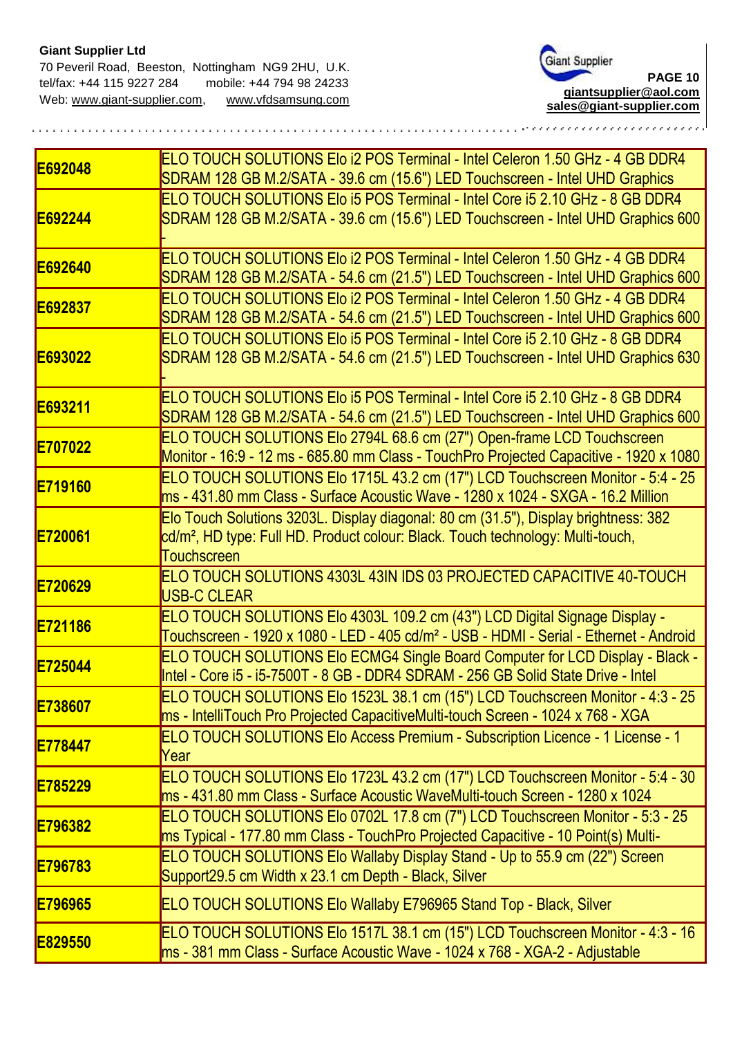**Giant Supplier Ltd**
70 Peveril Road, Beeston, Nottingham NG9 2HU, U.K.
tel/fax: +44 115 9227 284 mobile: +44 794 98 24233
Web: www.giant-supplier.com, www.vfdsamsung.com

giantsupplier@aol.com
sales@giant-supplier.com

| | |
|---|---|
| **E692048** | ELO TOUCH SOLUTIONS Elo i2 POS Terminal - Intel Celeron 1.50 GHz - 4 GB DDR4 SDRAM 128 GB M.2/SATA - 39.6 cm (15.6") LED Touchscreen - Intel UHD Graphics |
| **E692244** | ELO TOUCH SOLUTIONS Elo i5 POS Terminal - Intel Core i5 2.10 GHz - 8 GB DDR4 SDRAM 128 GB M.2/SATA - 39.6 cm (15.6") LED Touchscreen - Intel UHD Graphics 600 - |
| **E692640** | ELO TOUCH SOLUTIONS Elo i2 POS Terminal - Intel Celeron 1.50 GHz - 4 GB DDR4 SDRAM 128 GB M.2/SATA - 54.6 cm (21.5") LED Touchscreen - Intel UHD Graphics 600 |
| **E692837** | ELO TOUCH SOLUTIONS Elo i2 POS Terminal - Intel Celeron 1.50 GHz - 4 GB DDR4 SDRAM 128 GB M.2/SATA - 54.6 cm (21.5") LED Touchscreen - Intel UHD Graphics 600 |
| **E693022** | ELO TOUCH SOLUTIONS Elo i5 POS Terminal - Intel Core i5 2.10 GHz - 8 GB DDR4 SDRAM 128 GB M.2/SATA - 54.6 cm (21.5") LED Touchscreen - Intel UHD Graphics 630 - |
| **E693211** | ELO TOUCH SOLUTIONS Elo i5 POS Terminal - Intel Core i5 2.10 GHz - 8 GB DDR4 SDRAM 128 GB M.2/SATA - 54.6 cm (21.5") LED Touchscreen - Intel UHD Graphics 600 |
| **E707022** | ELO TOUCH SOLUTIONS Elo 2794L 68.6 cm (27") Open-frame LCD Touchscreen Monitor - 16:9 - 12 ms - 685.80 mm Class - TouchPro Projected Capacitive - 1920 x 1080 |
| **E719160** | ELO TOUCH SOLUTIONS Elo 1715L 43.2 cm (17") LCD Touchscreen Monitor - 5:4 - 25 ms - 431.80 mm Class - Surface Acoustic Wave - 1280 x 1024 - SXGA - 16.2 Million |
| **E720061** | Elo Touch Solutions 3203L. Display diagonal: 80 cm (31.5"), Display brightness: 382 cd/m², HD type: Full HD. Product colour: Black. Touch technology: Multi-touch, Touchscreen |
| **E720629** | ELO TOUCH SOLUTIONS 4303L 43IN IDS 03 PROJECTED CAPACITIVE 40-TOUCH USB-C CLEAR |
| **E721186** | ELO TOUCH SOLUTIONS Elo 4303L 109.2 cm (43") LCD Digital Signage Display - Touchscreen - 1920 x 1080 - LED - 405 cd/m² - USB - HDMI - Serial - Ethernet - Android |
| **E725044** | ELO TOUCH SOLUTIONS Elo ECMG4 Single Board Computer for LCD Display - Black - Intel - Core i5 - i5-7500T - 8 GB - DDR4 SDRAM - 256 GB Solid State Drive - Intel |
| **E738607** | ELO TOUCH SOLUTIONS Elo 1523L 38.1 cm (15") LCD Touchscreen Monitor - 4:3 - 25 ms - IntelliTouch Pro Projected CapacitiveMulti-touch Screen - 1024 x 768 - XGA |
| **E778447** | ELO TOUCH SOLUTIONS Elo Access Premium - Subscription Licence - 1 License - 1 Year |
| **E785229** | ELO TOUCH SOLUTIONS Elo 1723L 43.2 cm (17") LCD Touchscreen Monitor - 5:4 - 30 ms - 431.80 mm Class - Surface Acoustic WaveMulti-touch Screen - 1280 x 1024 |
| **E796382** | ELO TOUCH SOLUTIONS Elo 0702L 17.8 cm (7") LCD Touchscreen Monitor - 5:3 - 25 ms Typical - 177.80 mm Class - TouchPro Projected Capacitive - 10 Point(s) Multi- |
| **E796783** | ELO TOUCH SOLUTIONS Elo Wallaby Display Stand - Up to 55.9 cm (22") Screen Support29.5 cm Width x 23.1 cm Depth - Black, Silver |
| **E796965** | ELO TOUCH SOLUTIONS Elo Wallaby E796965 Stand Top - Black, Silver |
| **E829550** | ELO TOUCH SOLUTIONS Elo 1517L 38.1 cm (15") LCD Touchscreen Monitor - 4:3 - 16 ms - 381 mm Class - Surface Acoustic Wave - 1024 x 768 - XGA-2 - Adjustable |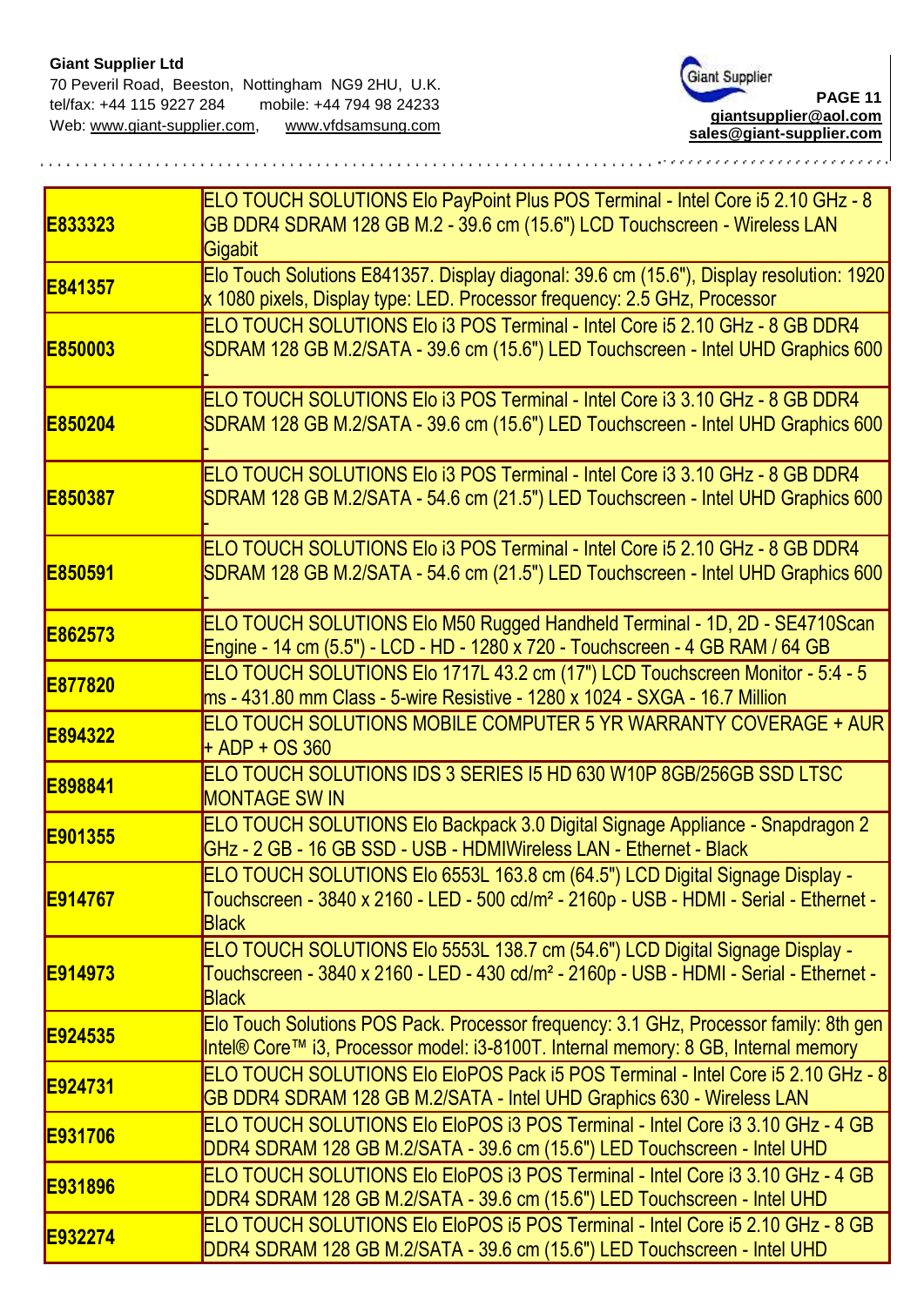**Giant Supplier Ltd**
70 Peveril Road, Beeston, Nottingham NG9 2HU, U.K.
tel/fax: +44 115 9227 284 mobile: +44 794 98 24233
Web: www.giant-supplier.com, www.vfdsamsung.com

giantsupplier@aol.com
sales@giant-supplier.com

| | |
|---|---|
| **E833323** | ELO TOUCH SOLUTIONS Elo PayPoint Plus POS Terminal - Intel Core i5 2.10 GHz - 8 GB DDR4 SDRAM 128 GB M.2 - 39.6 cm (15.6") LCD Touchscreen - Wireless LAN Gigabit |
| **E841357** | Elo Touch Solutions E841357. Display diagonal: 39.6 cm (15.6"), Display resolution: 1920 x 1080 pixels, Display type: LED. Processor frequency: 2.5 GHz, Processor |
| **E850003** | ELO TOUCH SOLUTIONS Elo i3 POS Terminal - Intel Core i5 2.10 GHz - 8 GB DDR4 SDRAM 128 GB M.2/SATA - 39.6 cm (15.6") LED Touchscreen - Intel UHD Graphics 600 - |
| **E850204** | ELO TOUCH SOLUTIONS Elo i3 POS Terminal - Intel Core i3 3.10 GHz - 8 GB DDR4 SDRAM 128 GB M.2/SATA - 39.6 cm (15.6") LED Touchscreen - Intel UHD Graphics 600 - |
| **E850387** | ELO TOUCH SOLUTIONS Elo i3 POS Terminal - Intel Core i3 3.10 GHz - 8 GB DDR4 SDRAM 128 GB M.2/SATA - 54.6 cm (21.5") LED Touchscreen - Intel UHD Graphics 600 - |
| **E850591** | ELO TOUCH SOLUTIONS Elo i3 POS Terminal - Intel Core i5 2.10 GHz - 8 GB DDR4 SDRAM 128 GB M.2/SATA - 54.6 cm (21.5") LED Touchscreen - Intel UHD Graphics 600 - |
| **E862573** | ELO TOUCH SOLUTIONS Elo M50 Rugged Handheld Terminal - 1D, 2D - SE4710Scan Engine - 14 cm (5.5") - LCD - HD - 1280 x 720 - Touchscreen - 4 GB RAM / 64 GB |
| **E877820** | ELO TOUCH SOLUTIONS Elo 1717L 43.2 cm (17") LCD Touchscreen Monitor - 5:4 - 5 ms - 431.80 mm Class - 5-wire Resistive - 1280 x 1024 - SXGA - 16.7 Million |
| **E894322** | ELO TOUCH SOLUTIONS MOBILE COMPUTER 5 YR WARRANTY COVERAGE + AUR + ADP + OS 360 |
| **E898841** | ELO TOUCH SOLUTIONS IDS 3 SERIES I5 HD 630 W10P 8GB/256GB SSD LTSC MONTAGE SW IN |
| **E901355** | ELO TOUCH SOLUTIONS Elo Backpack 3.0 Digital Signage Appliance - Snapdragon 2 GHz - 2 GB - 16 GB SSD - USB - HDMIWireless LAN - Ethernet - Black |
| **E914767** | ELO TOUCH SOLUTIONS Elo 6553L 163.8 cm (64.5") LCD Digital Signage Display - Touchscreen - 3840 x 2160 - LED - 500 cd/m² - 2160p - USB - HDMI - Serial - Ethernet - Black |
| **E914973** | ELO TOUCH SOLUTIONS Elo 5553L 138.7 cm (54.6") LCD Digital Signage Display - Touchscreen - 3840 x 2160 - LED - 430 cd/m² - 2160p - USB - HDMI - Serial - Ethernet - Black |
| **E924535** | Elo Touch Solutions POS Pack. Processor frequency: 3.1 GHz, Processor family: 8th gen Intel® Core™ i3, Processor model: i3-8100T. Internal memory: 8 GB, Internal memory |
| **E924731** | ELO TOUCH SOLUTIONS Elo EloPOS Pack i5 POS Terminal - Intel Core i5 2.10 GHz - 8 GB DDR4 SDRAM 128 GB M.2/SATA - Intel UHD Graphics 630 - Wireless LAN |
| **E931706** | ELO TOUCH SOLUTIONS Elo EloPOS i3 POS Terminal - Intel Core i3 3.10 GHz - 4 GB DDR4 SDRAM 128 GB M.2/SATA - 39.6 cm (15.6") LED Touchscreen - Intel UHD |
| **E931896** | ELO TOUCH SOLUTIONS Elo EloPOS i3 POS Terminal - Intel Core i3 3.10 GHz - 4 GB DDR4 SDRAM 128 GB M.2/SATA - 39.6 cm (15.6") LED Touchscreen - Intel UHD |
| **E932274** | ELO TOUCH SOLUTIONS Elo EloPOS i5 POS Terminal - Intel Core i5 2.10 GHz - 8 GB DDR4 SDRAM 128 GB M.2/SATA - 39.6 cm (15.6") LED Touchscreen - Intel UHD |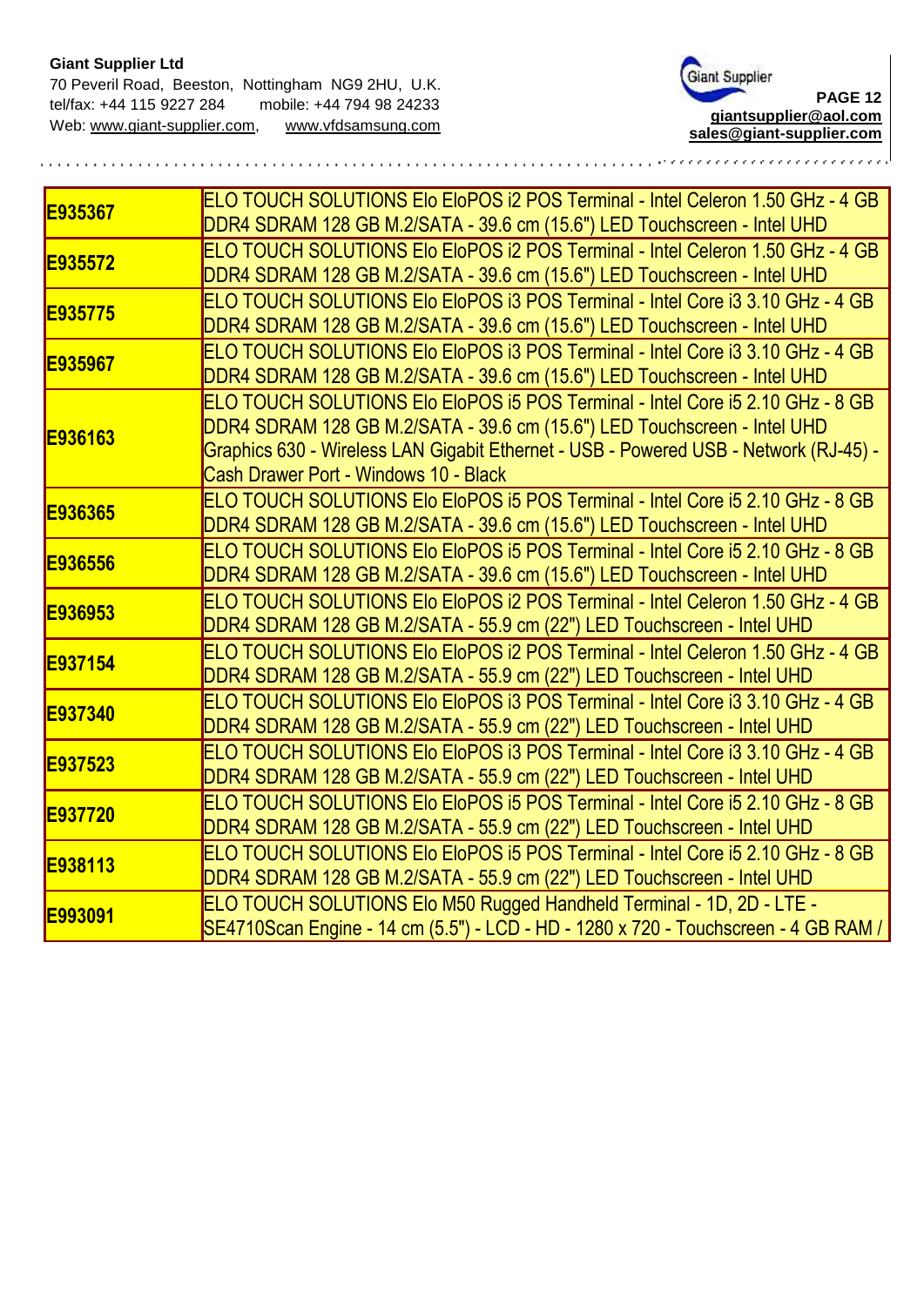| | |
|---|---|
| E935367 | ELO TOUCH SOLUTIONS Elo EloPOS i2 POS Terminal - Intel Celeron 1.50 GHz - 4 GB DDR4 SDRAM 128 GB M.2/SATA - 39.6 cm (15.6") LED Touchscreen - Intel UHD |
| E935572 | ELO TOUCH SOLUTIONS Elo EloPOS i2 POS Terminal - Intel Celeron 1.50 GHz - 4 GB DDR4 SDRAM 128 GB M.2/SATA - 39.6 cm (15.6") LED Touchscreen - Intel UHD |
| E935775 | ELO TOUCH SOLUTIONS Elo EloPOS i3 POS Terminal - Intel Core i3 3.10 GHz - 4 GB DDR4 SDRAM 128 GB M.2/SATA - 39.6 cm (15.6") LED Touchscreen - Intel UHD |
| E935967 | ELO TOUCH SOLUTIONS Elo EloPOS i3 POS Terminal - Intel Core i3 3.10 GHz - 4 GB DDR4 SDRAM 128 GB M.2/SATA - 39.6 cm (15.6") LED Touchscreen - Intel UHD |
| E936163 | ELO TOUCH SOLUTIONS Elo EloPOS i5 POS Terminal - Intel Core i5 2.10 GHz - 8 GB DDR4 SDRAM 128 GB M.2/SATA - 39.6 cm (15.6") LED Touchscreen - Intel UHD Graphics 630 - Wireless LAN Gigabit Ethernet - USB - Powered USB - Network (RJ-45) - Cash Drawer Port - Windows 10 - Black |
| E936365 | ELO TOUCH SOLUTIONS Elo EloPOS i5 POS Terminal - Intel Core i5 2.10 GHz - 8 GB DDR4 SDRAM 128 GB M.2/SATA - 39.6 cm (15.6") LED Touchscreen - Intel UHD |
| E936556 | ELO TOUCH SOLUTIONS Elo EloPOS i5 POS Terminal - Intel Core i5 2.10 GHz - 8 GB DDR4 SDRAM 128 GB M.2/SATA - 39.6 cm (15.6") LED Touchscreen - Intel UHD |
| E936953 | ELO TOUCH SOLUTIONS Elo EloPOS i2 POS Terminal - Intel Celeron 1.50 GHz - 4 GB DDR4 SDRAM 128 GB M.2/SATA - 55.9 cm (22") LED Touchscreen - Intel UHD |
| E937154 | ELO TOUCH SOLUTIONS Elo EloPOS i2 POS Terminal - Intel Celeron 1.50 GHz - 4 GB DDR4 SDRAM 128 GB M.2/SATA - 55.9 cm (22") LED Touchscreen - Intel UHD |
| E937340 | ELO TOUCH SOLUTIONS Elo EloPOS i3 POS Terminal - Intel Core i3 3.10 GHz - 4 GB DDR4 SDRAM 128 GB M.2/SATA - 55.9 cm (22") LED Touchscreen - Intel UHD |
| E937523 | ELO TOUCH SOLUTIONS Elo EloPOS i3 POS Terminal - Intel Core i3 3.10 GHz - 4 GB DDR4 SDRAM 128 GB M.2/SATA - 55.9 cm (22") LED Touchscreen - Intel UHD |
| E937720 | ELO TOUCH SOLUTIONS Elo EloPOS i5 POS Terminal - Intel Core i5 2.10 GHz - 8 GB DDR4 SDRAM 128 GB M.2/SATA - 55.9 cm (22") LED Touchscreen - Intel UHD |
| E938113 | ELO TOUCH SOLUTIONS Elo EloPOS i5 POS Terminal - Intel Core i5 2.10 GHz - 8 GB DDR4 SDRAM 128 GB M.2/SATA - 55.9 cm (22") LED Touchscreen - Intel UHD |
| E993091 | ELO TOUCH SOLUTIONS Elo M50 Rugged Handheld Terminal - 1D, 2D - LTE - SE4710Scan Engine - 14 cm (5.5") - LCD - HD - 1280 x 720 - Touchscreen - 4 GB RAM / |